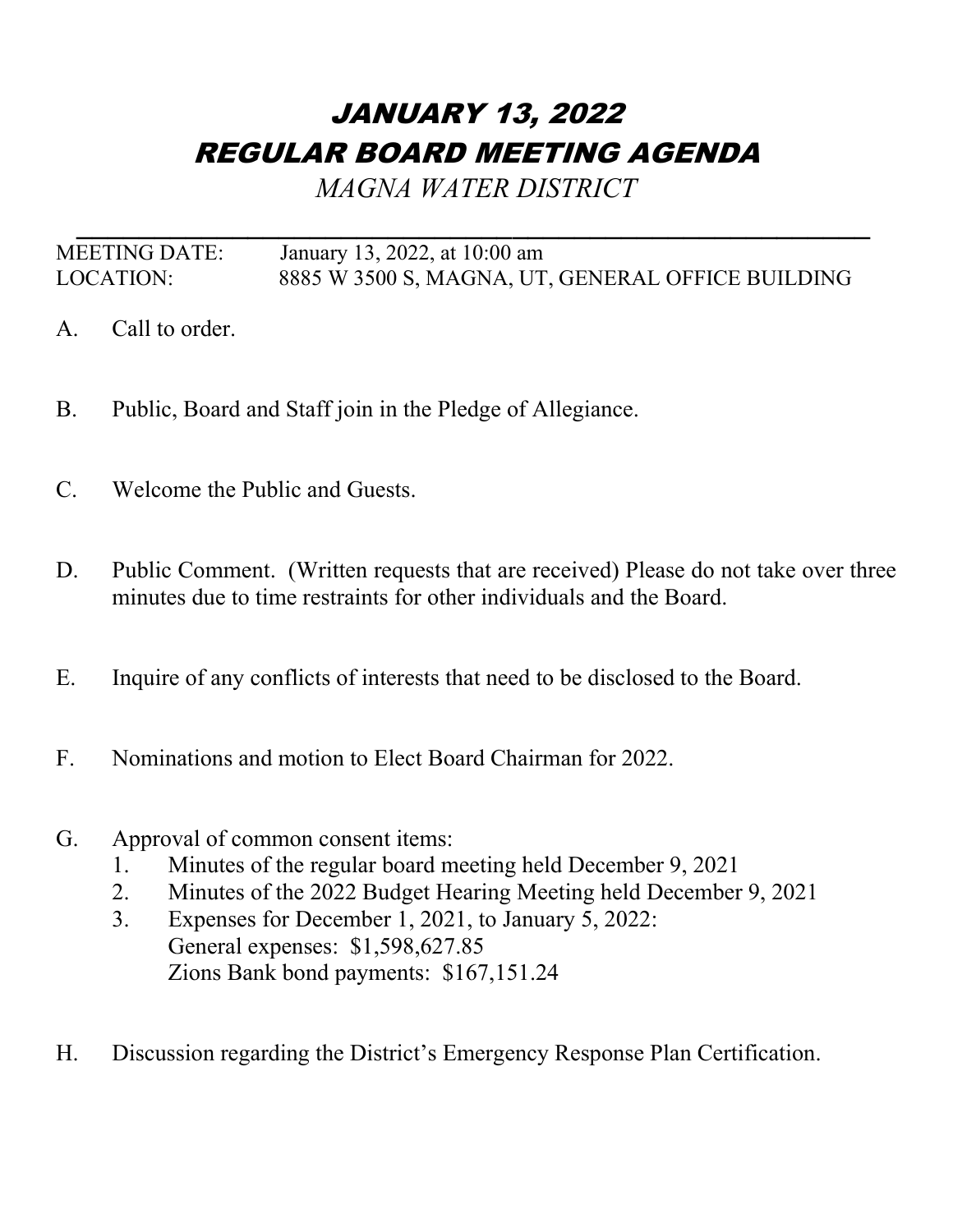# *JANUARY 13, 2022*
# *REGULAR BOARD MEETING AGENDA*

*MAGNA WATER DISTRICT*

---

MEETING DATE: January 13, 2022, at 10:00 am
LOCATION: 8885 W 3500 S, MAGNA, UT, GENERAL OFFICE BUILDING

A. Call to order.

B. Public, Board and Staff join in the Pledge of Allegiance.

C. Welcome the Public and Guests.

D. Public Comment. (Written requests that are received) Please do not take over three minutes due to time restraints for other individuals and the Board.

E. Inquire of any conflicts of interests that need to be disclosed to the Board.

F. Nominations and motion to Elect Board Chairman for 2022.

G. Approval of common consent items:
   1. Minutes of the regular board meeting held December 9, 2021
   2. Minutes of the 2022 Budget Hearing Meeting held December 9, 2021
   3. Expenses for December 1, 2021, to January 5, 2022:
      General expenses: $1,598,627.85
      Zions Bank bond payments: $167,151.24

H. Discussion regarding the District's Emergency Response Plan Certification.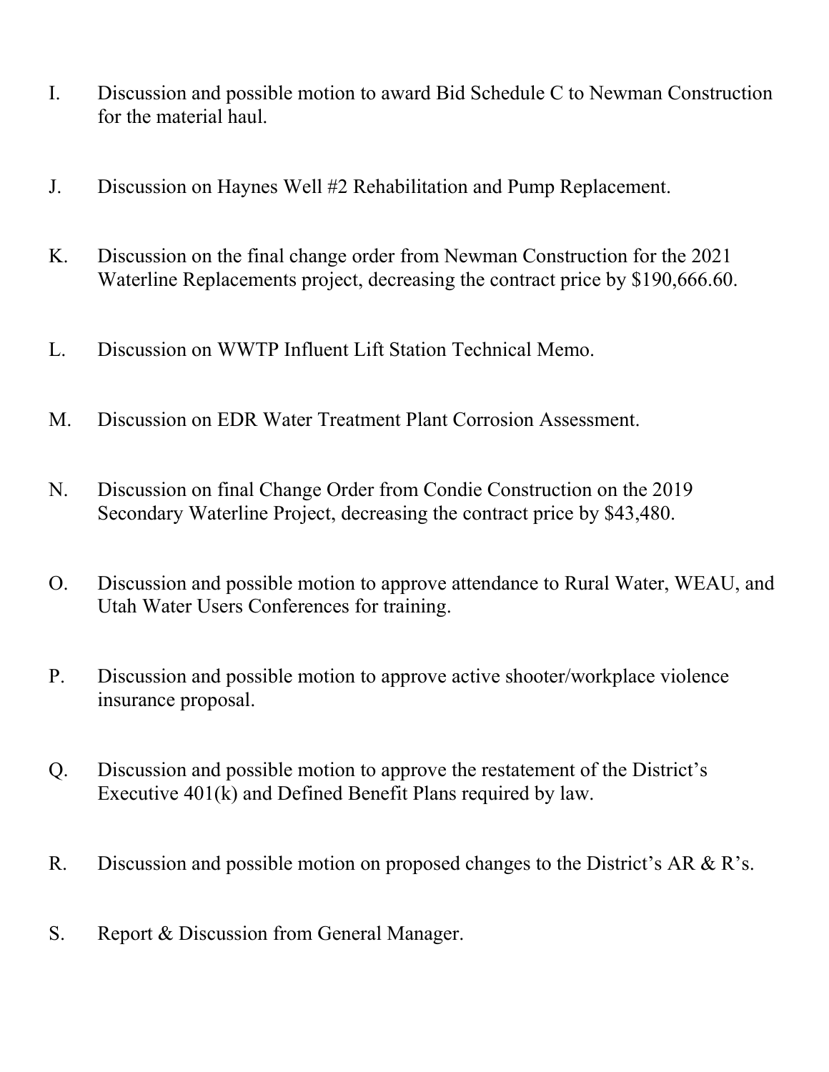I. Discussion and possible motion to award Bid Schedule C to Newman Construction for the material haul.

J. Discussion on Haynes Well #2 Rehabilitation and Pump Replacement.

K. Discussion on the final change order from Newman Construction for the 2021 Waterline Replacements project, decreasing the contract price by $190,666.60.

L. Discussion on WWTP Influent Lift Station Technical Memo.

M. Discussion on EDR Water Treatment Plant Corrosion Assessment.

N. Discussion on final Change Order from Condie Construction on the 2019 Secondary Waterline Project, decreasing the contract price by $43,480.

O. Discussion and possible motion to approve attendance to Rural Water, WEAU, and Utah Water Users Conferences for training.

P. Discussion and possible motion to approve active shooter/workplace violence insurance proposal.

Q. Discussion and possible motion to approve the restatement of the District's Executive 401(k) and Defined Benefit Plans required by law.

R. Discussion and possible motion on proposed changes to the District's AR & R's.

S. Report & Discussion from General Manager.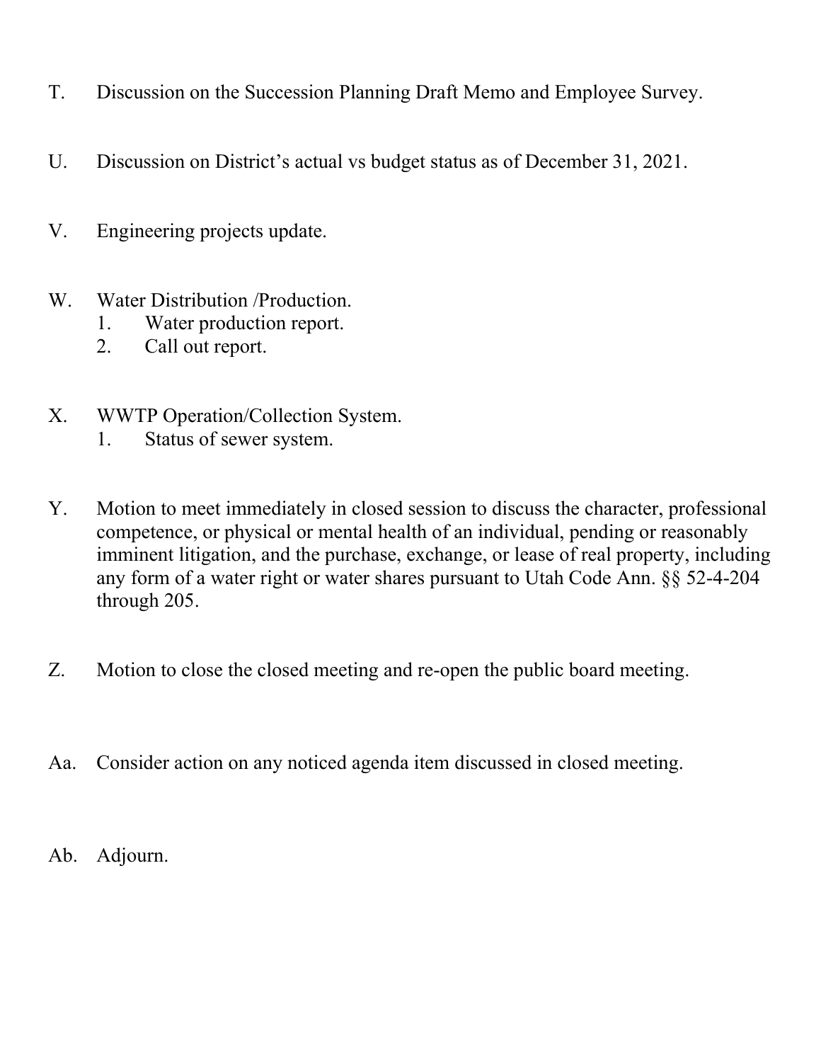T. Discussion on the Succession Planning Draft Memo and Employee Survey.

U. Discussion on District's actual vs budget status as of December 31, 2021.

V. Engineering projects update.

W. Water Distribution /Production.
   1. Water production report.
   2. Call out report.

X. WWTP Operation/Collection System.
   1. Status of sewer system.

Y. Motion to meet immediately in closed session to discuss the character, professional competence, or physical or mental health of an individual, pending or reasonably imminent litigation, and the purchase, exchange, or lease of real property, including any form of a water right or water shares pursuant to Utah Code Ann. §§ 52-4-204 through 205.

Z. Motion to close the closed meeting and re-open the public board meeting.

Aa. Consider action on any noticed agenda item discussed in closed meeting.

Ab. Adjourn.